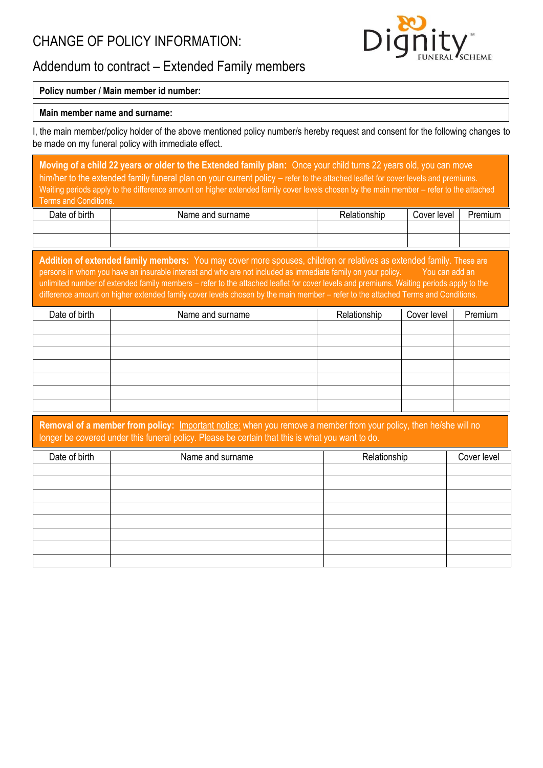# CHANGE OF POLICY INFORMATION:

## Addendum to contract – Extended Family members

Dignity™ FUNERAL SCHEME

| **Policy number / Main member id number:** |
|---|

| **Main member name and surname:** |
|---|

I, the main member/policy holder of the above mentioned policy number/s hereby request and consent for the following changes to be made on my funeral policy with immediate effect.

**Moving of a child 22 years or older to the Extended family plan:** Once your child turns 22 years old, you can move him/her to the extended family funeral plan on your current policy – refer to the attached leaflet for cover levels and premiums. Waiting periods apply to the difference amount on higher extended family cover levels chosen by the main member – refer to the attached Terms and Conditions.

| Date of birth | Name and surname | Relationship | Cover level | Premium |
|---|---|---|---|---|
| | | | | |
| | | | | |

**Addition of extended family members:** You may cover more spouses, children or relatives as extended family. These are persons in whom you have an insurable interest and who are not included as immediate family on your policy. You can add an unlimited number of extended family members – refer to the attached leaflet for cover levels and premiums. Waiting periods apply to the difference amount on higher extended family cover levels chosen by the main member – refer to the attached Terms and Conditions.

| Date of birth | Name and surname | Relationship | Cover level | Premium |
|---|---|---|---|---|
| | | | | |
| | | | | |
| | | | | |
| | | | | |
| | | | | |
| | | | | |
| | | | | |

**Removal of a member from policy:** Important notice: when you remove a member from your policy, then he/she will no longer be covered under this funeral policy. Please be certain that this is what you want to do.

| Date of birth | Name and surname | Relationship | Cover level |
|---|---|---|---|
| | | | |
| | | | |
| | | | |
| | | | |
| | | | |
| | | | |
| | | | |
| | | | |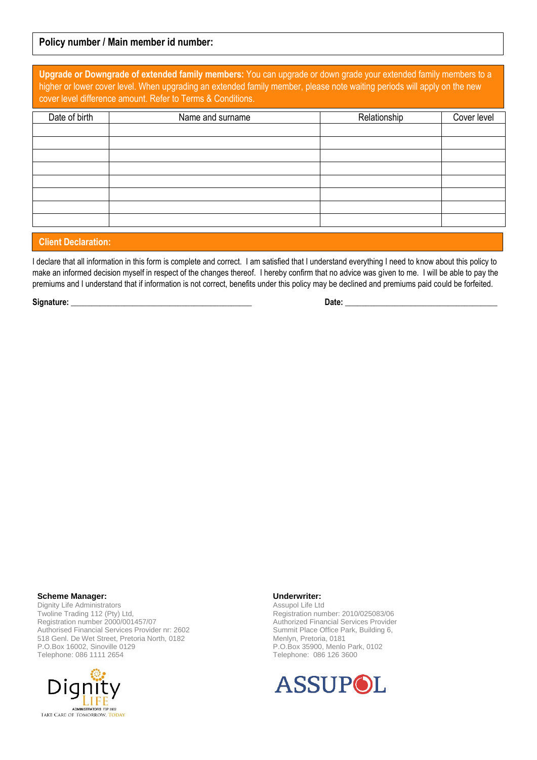**Policy number / Main member id number:**

**Upgrade or Downgrade of extended family members:** You can upgrade or down grade your extended family members to a higher or lower cover level. When upgrading an extended family member, please note waiting periods will apply on the new cover level difference amount. Refer to Terms & Conditions.

| Date of birth | Name and surname | Relationship | Cover level |
|---|---|---|---|
| | | | |
| | | | |
| | | | |
| | | | |
| | | | |
| | | | |
| | | | |
| | | | |

**Client Declaration:**

I declare that all information in this form is complete and correct. I am satisfied that I understand everything I need to know about this policy to make an informed decision myself in respect of the changes thereof. I hereby confirm that no advice was given to me. I will be able to pay the premiums and I understand that if information is not correct, benefits under this policy may be declined and premiums paid could be forfeited.

**Signature:** ___________________________________________ **Date:** ____________________________________

**Scheme Manager:**
Dignity Life Administrators
Twoline Trading 112 (Pty) Ltd,
Registration number 2000/001457/07
Authorised Financial Services Provider nr: 2602
518 Genl. De Wet Street, Pretoria North, 0182
P.O.Box 16002, Sinoville 0129
Telephone: 086 1111 2654

Dignity LIFE ADMINISTRATORS FSP 2602
TAKE CARE OF TOMORROW, TODAY

**Underwriter:**
Assupol Life Ltd
Registration number: 2010/025083/06
Authorized Financial Services Provider
Summit Place Office Park, Building 6,
Menlyn, Pretoria, 0181
P.O.Box 35900, Menlo Park, 0102
Telephone: 086 126 3600

ASSUPOL